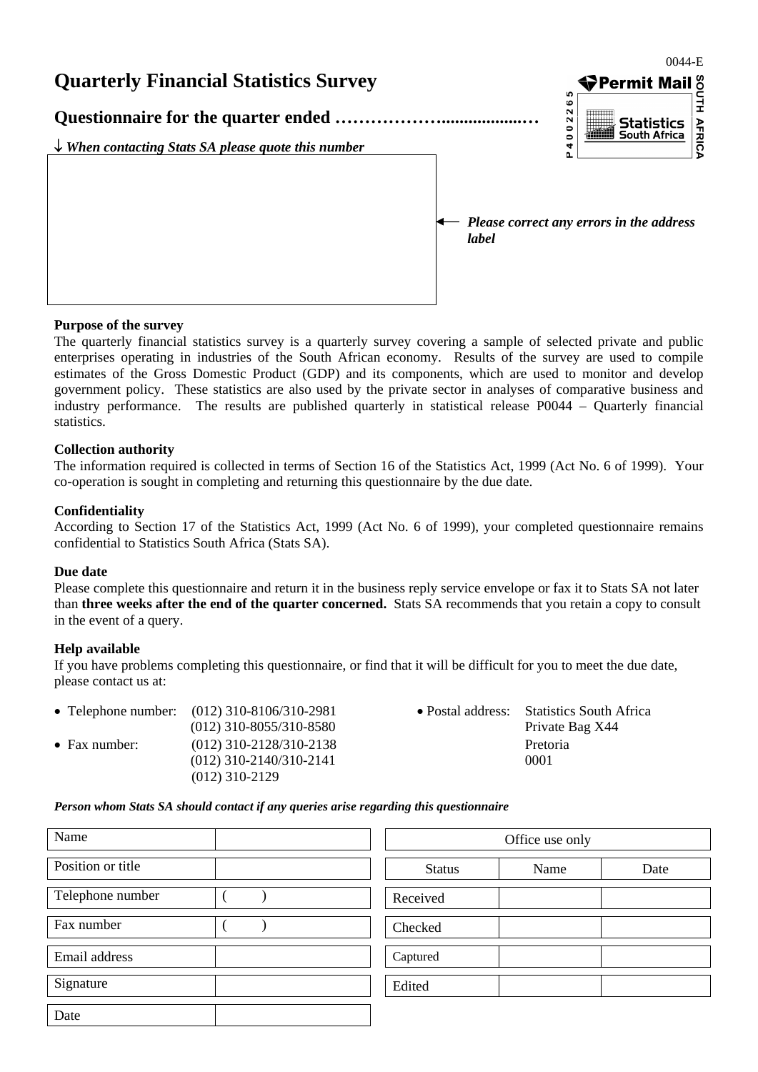0044-E

# Quarterly Financial Statistics Survey

Permit Mail
P 4 0 0 2 2 6 5
Statistics South Africa
SOUTH AFRICA

## Questionnaire for the quarter ended ………………….................…

↓ ***When contacting Stats SA please quote this number***

← ***Please correct any errors in the address label***

**Purpose of the survey**

The quarterly financial statistics survey is a quarterly survey covering a sample of selected private and public enterprises operating in industries of the South African economy. Results of the survey are used to compile estimates of the Gross Domestic Product (GDP) and its components, which are used to monitor and develop government policy. These statistics are also used by the private sector in analyses of comparative business and industry performance. The results are published quarterly in statistical release P0044 – Quarterly financial statistics.

**Collection authority**

The information required is collected in terms of Section 16 of the Statistics Act, 1999 (Act No. 6 of 1999). Your co-operation is sought in completing and returning this questionnaire by the due date.

**Confidentiality**

According to Section 17 of the Statistics Act, 1999 (Act No. 6 of 1999), your completed questionnaire remains confidential to Statistics South Africa (Stats SA).

**Due date**

Please complete this questionnaire and return it in the business reply service envelope or fax it to Stats SA not later than **three weeks after the end of the quarter concerned.** Stats SA recommends that you retain a copy to consult in the event of a query.

**Help available**

If you have problems completing this questionnaire, or find that it will be difficult for you to meet the due date, please contact us at:

- Telephone number: (012) 310-8106/310-2981
  (012) 310-8055/310-8580
- Fax number: (012) 310-2128/310-2138
  (012) 310-2140/310-2141
  (012) 310-2129
- Postal address: Statistics South Africa
  Private Bag X44
  Pretoria
  0001

***Person whom Stats SA should contact if any queries arise regarding this questionnaire***

| | |
|---|---|
| Name | |
| Position or title | |
| Telephone number | (    ) |
| Fax number | (    ) |
| Email address | |
| Signature | |
| Date | |

| Office use only | | |
|---|---|---|
| Status | Name | Date |
| Received | | |
| Checked | | |
| Captured | | |
| Edited | | |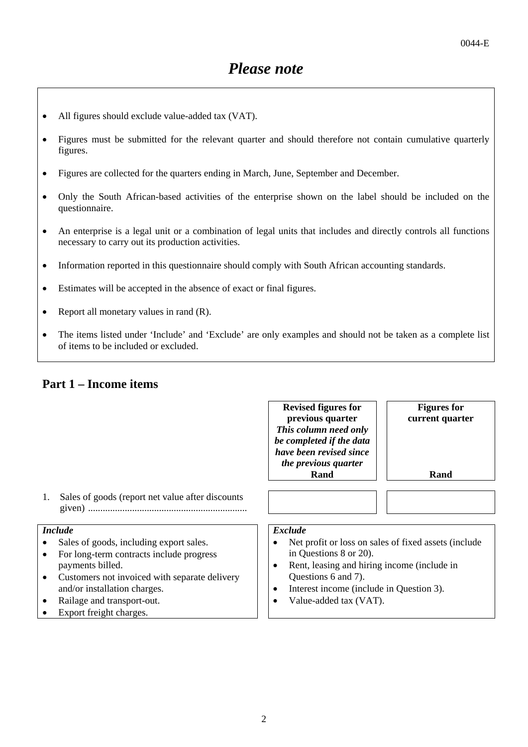0044-E

# *Please note*

- All figures should exclude value-added tax (VAT).
- Figures must be submitted for the relevant quarter and should therefore not contain cumulative quarterly figures.
- Figures are collected for the quarters ending in March, June, September and December.
- Only the South African-based activities of the enterprise shown on the label should be included on the questionnaire.
- An enterprise is a legal unit or a combination of legal units that includes and directly controls all functions necessary to carry out its production activities.
- Information reported in this questionnaire should comply with South African accounting standards.
- Estimates will be accepted in the absence of exact or final figures.
- Report all monetary values in rand (R).
- The items listed under 'Include' and 'Exclude' are only examples and should not be taken as a complete list of items to be included or excluded.

## Part 1 – Income items

| | **Revised figures for previous quarter** *This column need only be completed if the data have been revised since the previous quarter* **Rand** | **Figures for current quarter** **Rand** |
|---|---|---|
| 1. Sales of goods (report net value after discounts given) ................................................................ | | |

| *Include* | *Exclude* |
|---|---|
| • Sales of goods, including export sales.<br>• For long-term contracts include progress payments billed.<br>• Customers not invoiced with separate delivery and/or installation charges.<br>• Railage and transport-out.<br>• Export freight charges. | • Net profit or loss on sales of fixed assets (include in Questions 8 or 20).<br>• Rent, leasing and hiring income (include in Questions 6 and 7).<br>• Interest income (include in Question 3).<br>• Value-added tax (VAT). |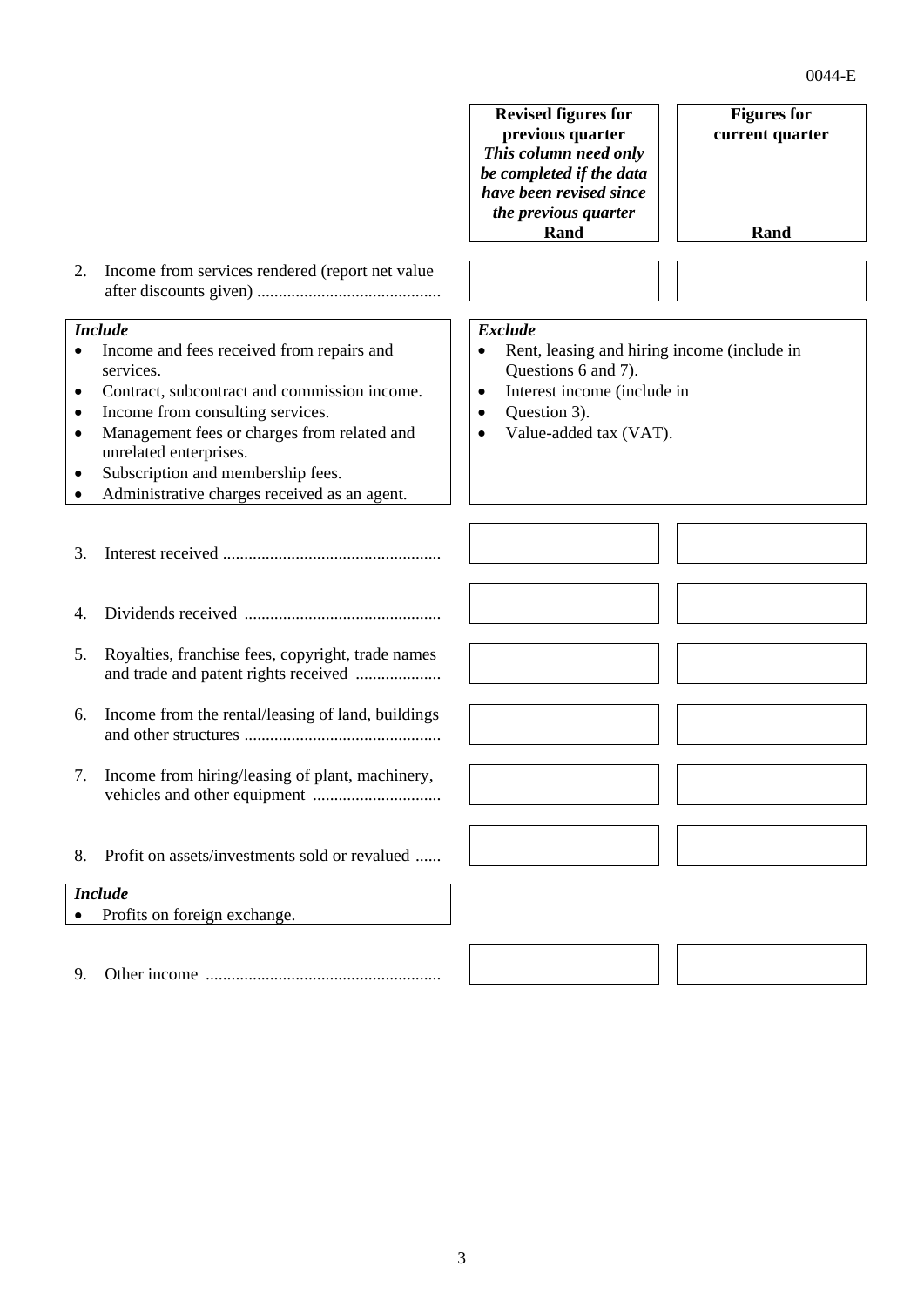0044-E

| | Revised figures for previous quarter *This column need only be completed if the data have been revised since the previous quarter* Rand | Figures for current quarter Rand |
|---|---|---|
| 2. Income from services rendered (report net value after discounts given) .......................................... | | |

***Include***
- Income and fees received from repairs and services.
- Contract, subcontract and commission income.
- Income from consulting services.
- Management fees or charges from related and unrelated enterprises.
- Subscription and membership fees.
- Administrative charges received as an agent.

***Exclude***
- Rent, leasing and hiring income (include in Questions 6 and 7).
- Interest income (include in
- Question 3).
- Value-added tax (VAT).

| | Revised figures for previous quarter Rand | Figures for current quarter Rand |
|---|---|---|
| 3. Interest received .................................................. | | |
| 4. Dividends received ............................................. | | |
| 5. Royalties, franchise fees, copyright, trade names and trade and patent rights received .................... | | |
| 6. Income from the rental/leasing of land, buildings and other structures ............................................. | | |
| 7. Income from hiring/leasing of plant, machinery, vehicles and other equipment ............................. | | |
| 8. Profit on assets/investments sold or revalued ...... | | |

***Include***
- Profits on foreign exchange.

| | Revised figures for previous quarter Rand | Figures for current quarter Rand |
|---|---|---|
| 9. Other income ...................................................... | | |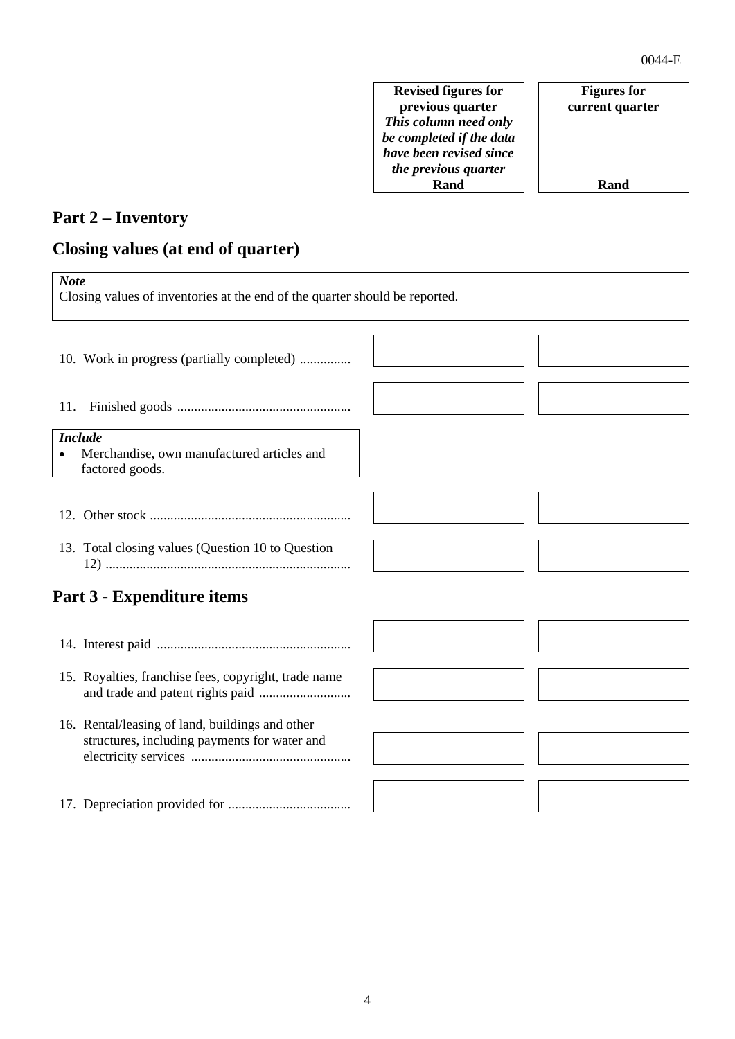0044-E

| | Revised figures for previous quarter *This column need only be completed if the data have been revised since the previous quarter* Rand | Figures for current quarter Rand |
|---|---|---|

## Part 2 – Inventory

## Closing values (at end of quarter)

> ***Note***
> Closing values of inventories at the end of the quarter should be reported.

| | Revised figures for previous quarter (Rand) | Figures for current quarter (Rand) |
|---|---|---|
| 10. Work in progress (partially completed) ............... | | |
| 11. Finished goods .................................................. | | |

> ***Include***
> - Merchandise, own manufactured articles and factored goods.

| | Revised figures for previous quarter (Rand) | Figures for current quarter (Rand) |
|---|---|---|
| 12. Other stock .......................................................... | | |
| 13. Total closing values (Question 10 to Question 12) ....................................................................... | | |

## Part 3 - Expenditure items

| | Revised figures for previous quarter (Rand) | Figures for current quarter (Rand) |
|---|---|---|
| 14. Interest paid ........................................................ | | |
| 15. Royalties, franchise fees, copyright, trade name and trade and patent rights paid ........................... | | |
| 16. Rental/leasing of land, buildings and other structures, including payments for water and electricity services .............................................. | | |
| 17. Depreciation provided for .................................... | | |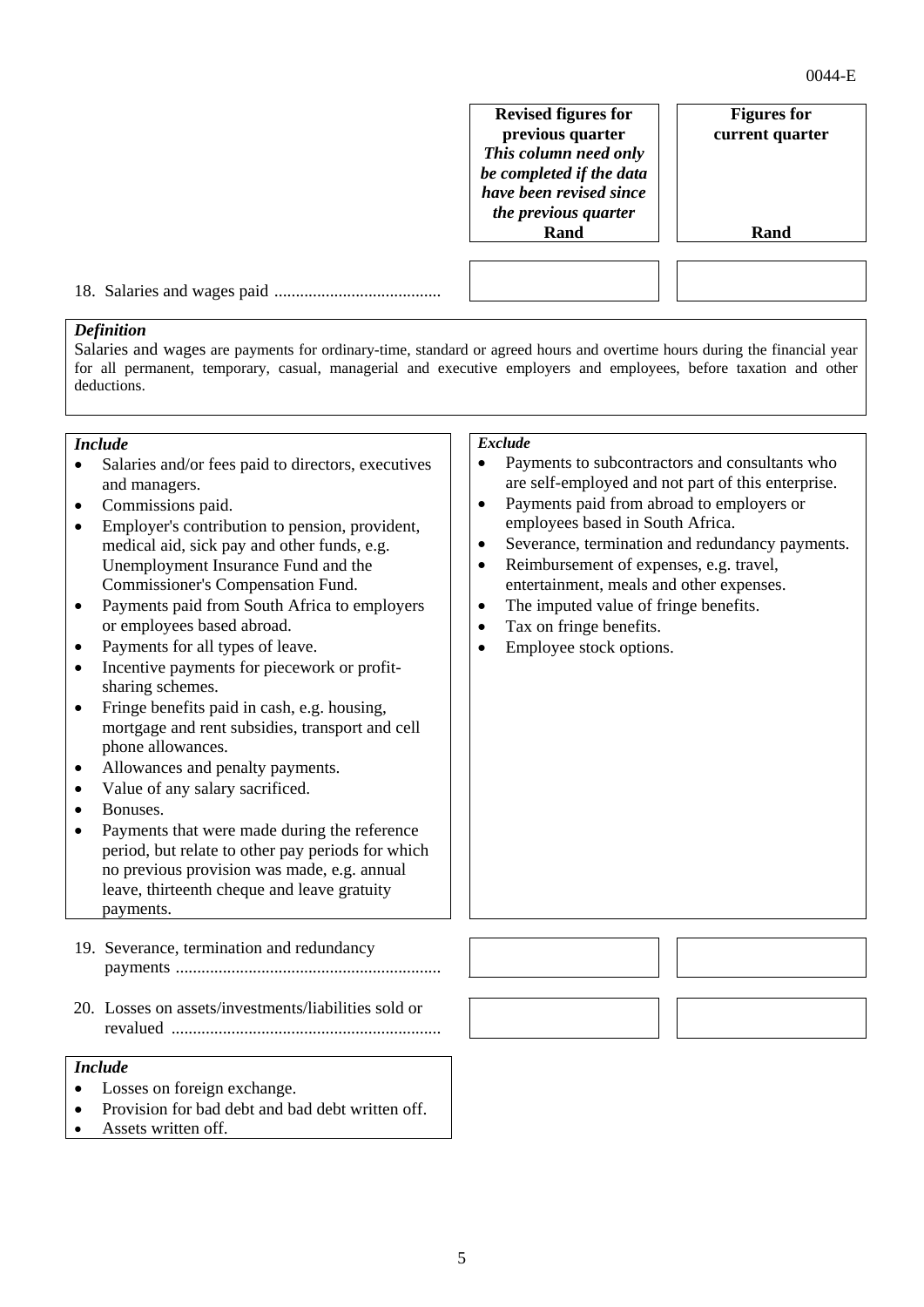| | Revised figures for previous quarter *This column need only be completed if the data have been revised since the previous quarter* Rand | Figures for current quarter Rand |
|---|---|---|
| 18. Salaries and wages paid ....................................... | | |

***Definition***

Salaries and wages are payments for ordinary-time, standard or agreed hours and overtime hours during the financial year for all permanent, temporary, casual, managerial and executive employers and employees, before taxation and other deductions.

***Include***

- Salaries and/or fees paid to directors, executives and managers.
- Commissions paid.
- Employer's contribution to pension, provident, medical aid, sick pay and other funds, e.g. Unemployment Insurance Fund and the Commissioner's Compensation Fund.
- Payments paid from South Africa to employers or employees based abroad.
- Payments for all types of leave.
- Incentive payments for piecework or profit-sharing schemes.
- Fringe benefits paid in cash, e.g. housing, mortgage and rent subsidies, transport and cell phone allowances.
- Allowances and penalty payments.
- Value of any salary sacrificed.
- Bonuses.
- Payments that were made during the reference period, but relate to other pay periods for which no previous provision was made, e.g. annual leave, thirteenth cheque and leave gratuity payments.

***Exclude***

- Payments to subcontractors and consultants who are self-employed and not part of this enterprise.
- Payments paid from abroad to employers or employees based in South Africa.
- Severance, termination and redundancy payments.
- Reimbursement of expenses, e.g. travel, entertainment, meals and other expenses.
- The imputed value of fringe benefits.
- Tax on fringe benefits.
- Employee stock options.

| | | |
|---|---|---|
| 19. Severance, termination and redundancy payments ............................................................ | | |
| 20. Losses on assets/investments/liabilities sold or revalued .............................................................. | | |

***Include***

- Losses on foreign exchange.
- Provision for bad debt and bad debt written off.
- Assets written off.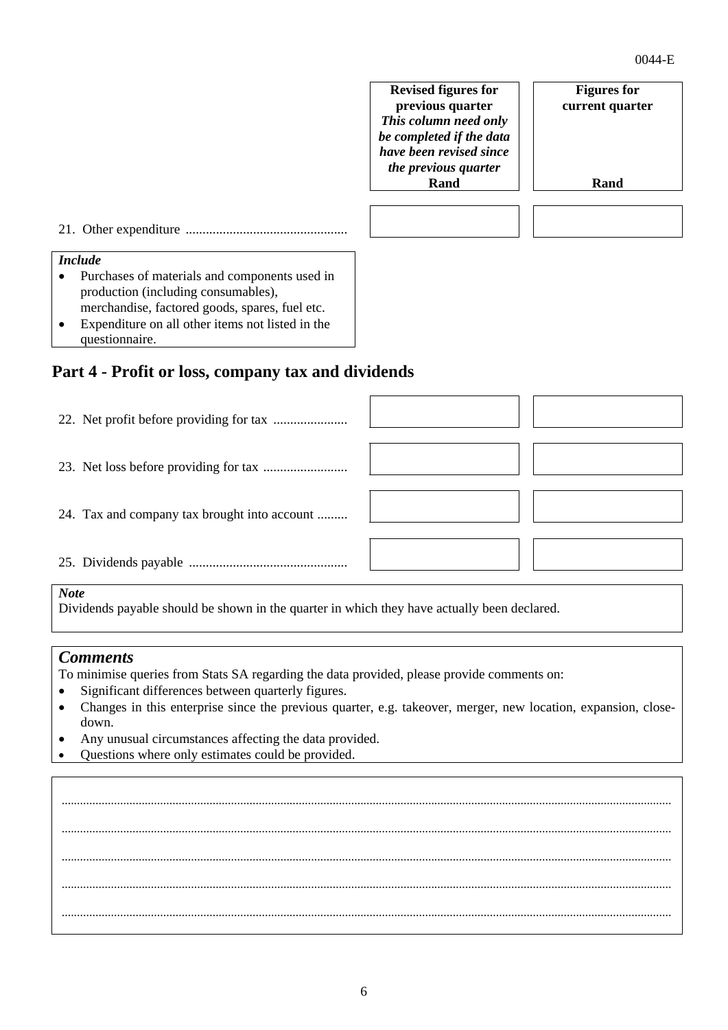| | Revised figures for previous quarter *This column need only be completed if the data have been revised since the previous quarter* Rand | Figures for current quarter Rand |
|---|---|---|
| 21. Other expenditure ............................................... | | |

***Include***

- Purchases of materials and components used in production (including consumables), merchandise, factored goods, spares, fuel etc.
- Expenditure on all other items not listed in the questionnaire.

## Part 4 - Profit or loss, company tax and dividends

| | | |
|---|---|---|
| 22. Net profit before providing for tax ...................... | | |
| 23. Net loss before providing for tax ......................... | | |
| 24. Tax and company tax brought into account ......... | | |
| 25. Dividends payable .............................................. | | |

***Note***

Dividends payable should be shown in the quarter in which they have actually been declared.

### *Comments*

To minimise queries from Stats SA regarding the data provided, please provide comments on:

- Significant differences between quarterly figures.
- Changes in this enterprise since the previous quarter, e.g. takeover, merger, new location, expansion, close-down.
- Any unusual circumstances affecting the data provided.
- Questions where only estimates could be provided.

..............................................................................................................................................................................

..............................................................................................................................................................................

..............................................................................................................................................................................

..............................................................................................................................................................................

..............................................................................................................................................................................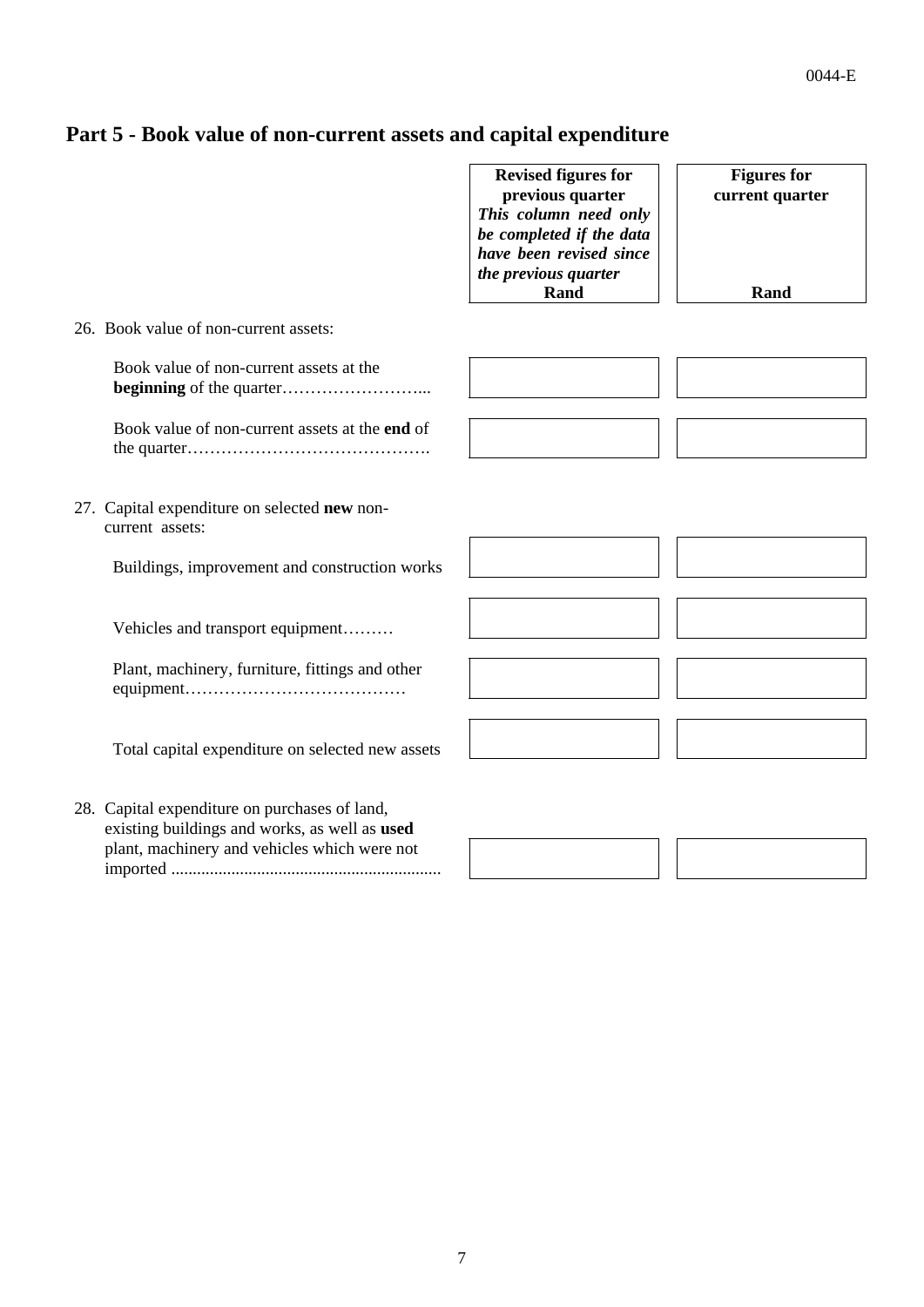# Part 5 - Book value of non-current assets and capital expenditure

| | Revised figures for previous quarter *This column need only be completed if the data have been revised since the previous quarter* Rand | Figures for current quarter Rand |
|---|---|---|
| 26. Book value of non-current assets: | | |
| Book value of non-current assets at the **beginning** of the quarter……………………... | | |
| Book value of non-current assets at the **end** of the quarter……………………………………. | | |
| 27. Capital expenditure on selected **new** non-current assets: | | |
| Buildings, improvement and construction works | | |
| Vehicles and transport equipment……… | | |
| Plant, machinery, furniture, fittings and other equipment………………………………… | | |
| Total capital expenditure on selected new assets | | |
| 28. Capital expenditure on purchases of land, existing buildings and works, as well as **used** plant, machinery and vehicles which were not imported .............................................................. | | |